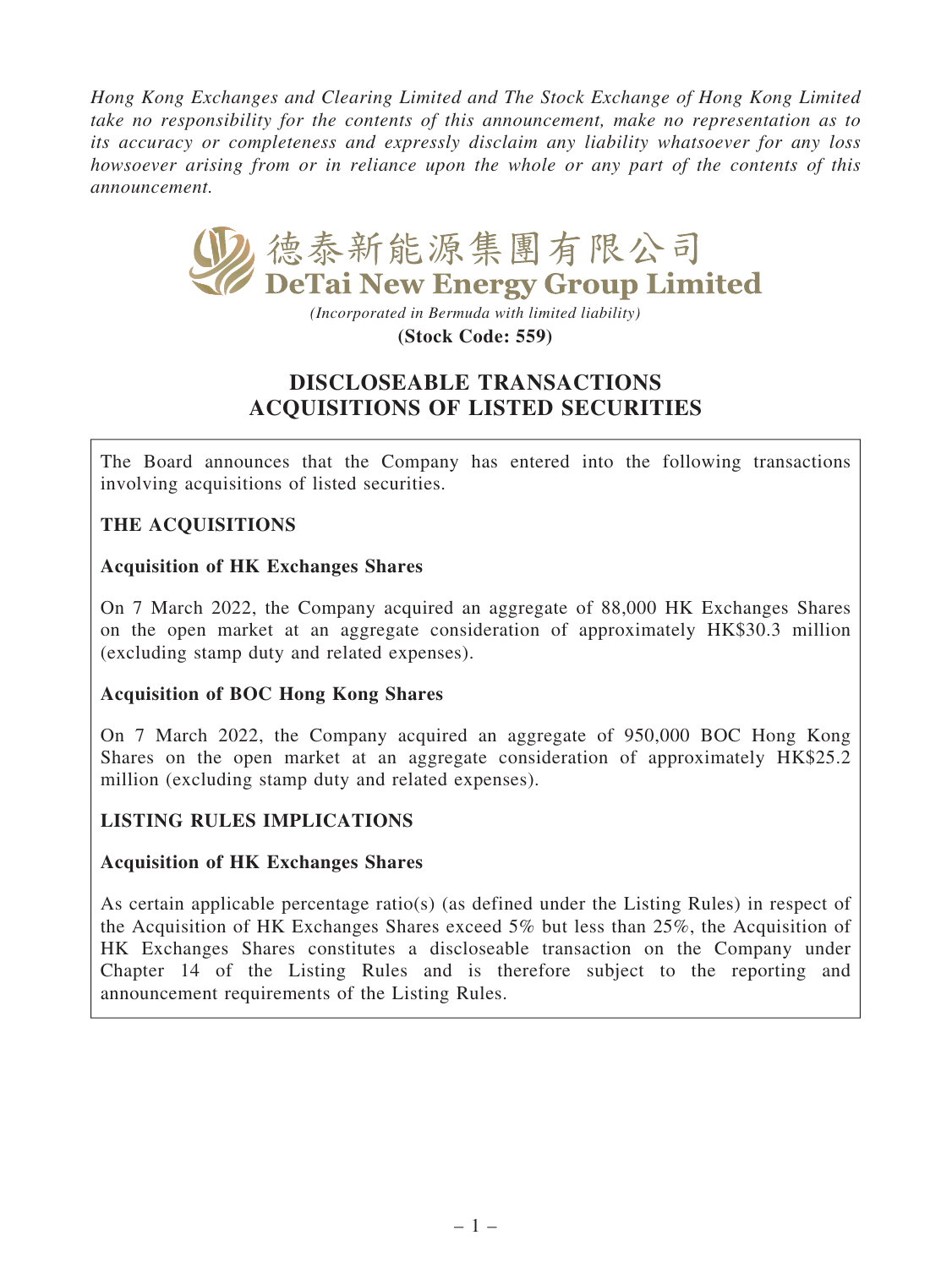*Hong Kong Exchanges and Clearing Limited and The Stock Exchange of Hong Kong Limited take no responsibility for the contents of this announcement, make no representation as to its accuracy or completeness and expressly disclaim any liability whatsoever for any loss howsoever arising from or in reliance upon the whole or any part of the contents of this announcement.*

# 德泰新能源集團有限公司
# DeTai New Energy Group Limited

*(Incorporated in Bermuda with limited liability)*

**(Stock Code: 559)**

# DISCLOSEABLE TRANSACTIONS
# ACQUISITIONS OF LISTED SECURITIES

The Board announces that the Company has entered into the following transactions involving acquisitions of listed securities.

## THE ACQUISITIONS

### Acquisition of HK Exchanges Shares

On 7 March 2022, the Company acquired an aggregate of 88,000 HK Exchanges Shares on the open market at an aggregate consideration of approximately HK$30.3 million (excluding stamp duty and related expenses).

### Acquisition of BOC Hong Kong Shares

On 7 March 2022, the Company acquired an aggregate of 950,000 BOC Hong Kong Shares on the open market at an aggregate consideration of approximately HK$25.2 million (excluding stamp duty and related expenses).

## LISTING RULES IMPLICATIONS

### Acquisition of HK Exchanges Shares

As certain applicable percentage ratio(s) (as defined under the Listing Rules) in respect of the Acquisition of HK Exchanges Shares exceed 5% but less than 25%, the Acquisition of HK Exchanges Shares constitutes a discloseable transaction on the Company under Chapter 14 of the Listing Rules and is therefore subject to the reporting and announcement requirements of the Listing Rules.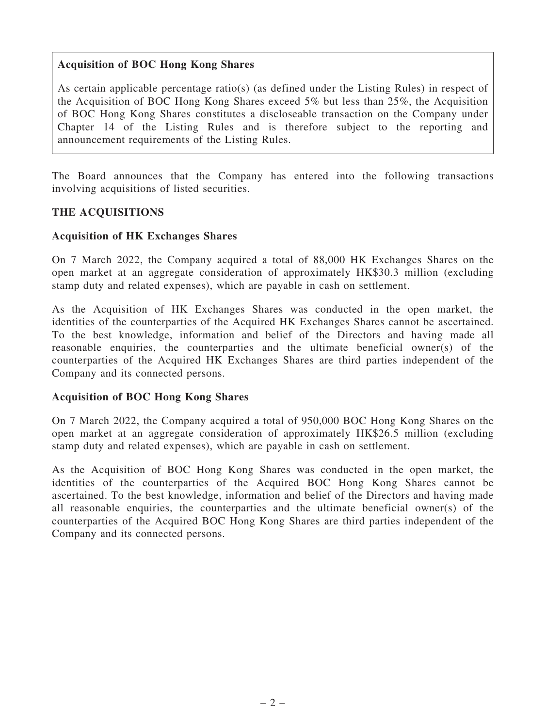**Acquisition of BOC Hong Kong Shares**

As certain applicable percentage ratio(s) (as defined under the Listing Rules) in respect of the Acquisition of BOC Hong Kong Shares exceed 5% but less than 25%, the Acquisition of BOC Hong Kong Shares constitutes a discloseable transaction on the Company under Chapter 14 of the Listing Rules and is therefore subject to the reporting and announcement requirements of the Listing Rules.

The Board announces that the Company has entered into the following transactions involving acquisitions of listed securities.

## THE ACQUISITIONS

### Acquisition of HK Exchanges Shares

On 7 March 2022, the Company acquired a total of 88,000 HK Exchanges Shares on the open market at an aggregate consideration of approximately HK$30.3 million (excluding stamp duty and related expenses), which are payable in cash on settlement.

As the Acquisition of HK Exchanges Shares was conducted in the open market, the identities of the counterparties of the Acquired HK Exchanges Shares cannot be ascertained. To the best knowledge, information and belief of the Directors and having made all reasonable enquiries, the counterparties and the ultimate beneficial owner(s) of the counterparties of the Acquired HK Exchanges Shares are third parties independent of the Company and its connected persons.

### Acquisition of BOC Hong Kong Shares

On 7 March 2022, the Company acquired a total of 950,000 BOC Hong Kong Shares on the open market at an aggregate consideration of approximately HK$26.5 million (excluding stamp duty and related expenses), which are payable in cash on settlement.

As the Acquisition of BOC Hong Kong Shares was conducted in the open market, the identities of the counterparties of the Acquired BOC Hong Kong Shares cannot be ascertained. To the best knowledge, information and belief of the Directors and having made all reasonable enquiries, the counterparties and the ultimate beneficial owner(s) of the counterparties of the Acquired BOC Hong Kong Shares are third parties independent of the Company and its connected persons.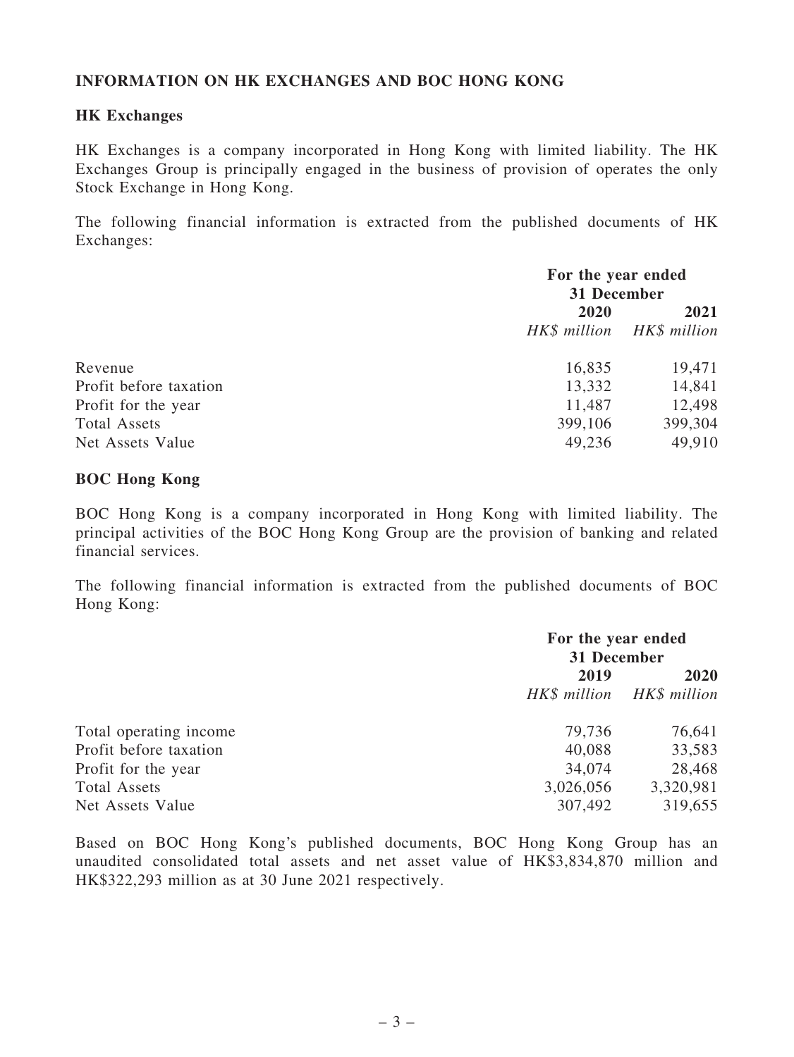## INFORMATION ON HK EXCHANGES AND BOC HONG KONG

### HK Exchanges

HK Exchanges is a company incorporated in Hong Kong with limited liability. The HK Exchanges Group is principally engaged in the business of provision of operates the only Stock Exchange in Hong Kong.

The following financial information is extracted from the published documents of HK Exchanges:

| | For the year ended 31 December | |
|---|---|---|
| | 2020 | 2021 |
| | *HK$ million* | *HK$ million* |
| Revenue | 16,835 | 19,471 |
| Profit before taxation | 13,332 | 14,841 |
| Profit for the year | 11,487 | 12,498 |
| Total Assets | 399,106 | 399,304 |
| Net Assets Value | 49,236 | 49,910 |

### BOC Hong Kong

BOC Hong Kong is a company incorporated in Hong Kong with limited liability. The principal activities of the BOC Hong Kong Group are the provision of banking and related financial services.

The following financial information is extracted from the published documents of BOC Hong Kong:

| | For the year ended 31 December | |
|---|---|---|
| | 2019 | 2020 |
| | *HK$ million* | *HK$ million* |
| Total operating income | 79,736 | 76,641 |
| Profit before taxation | 40,088 | 33,583 |
| Profit for the year | 34,074 | 28,468 |
| Total Assets | 3,026,056 | 3,320,981 |
| Net Assets Value | 307,492 | 319,655 |

Based on BOC Hong Kong's published documents, BOC Hong Kong Group has an unaudited consolidated total assets and net asset value of HK$3,834,870 million and HK$322,293 million as at 30 June 2021 respectively.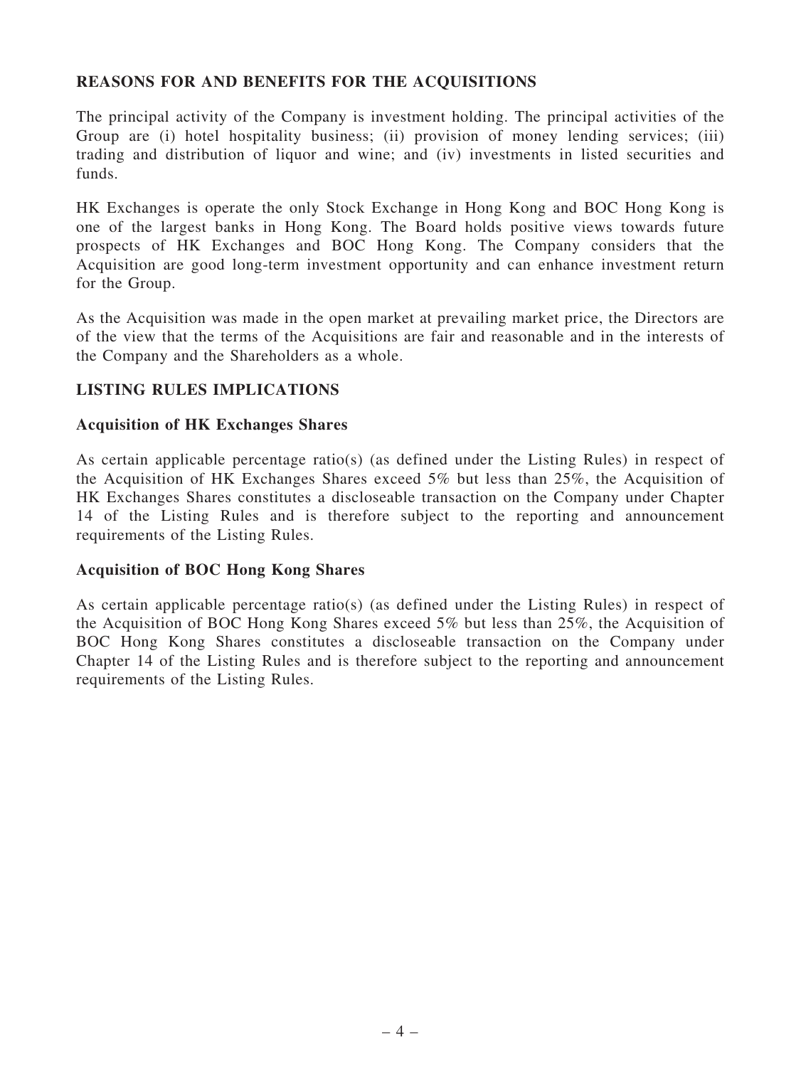## REASONS FOR AND BENEFITS FOR THE ACQUISITIONS

The principal activity of the Company is investment holding. The principal activities of the Group are (i) hotel hospitality business; (ii) provision of money lending services; (iii) trading and distribution of liquor and wine; and (iv) investments in listed securities and funds.

HK Exchanges is operate the only Stock Exchange in Hong Kong and BOC Hong Kong is one of the largest banks in Hong Kong. The Board holds positive views towards future prospects of HK Exchanges and BOC Hong Kong. The Company considers that the Acquisition are good long-term investment opportunity and can enhance investment return for the Group.

As the Acquisition was made in the open market at prevailing market price, the Directors are of the view that the terms of the Acquisitions are fair and reasonable and in the interests of the Company and the Shareholders as a whole.

## LISTING RULES IMPLICATIONS

### Acquisition of HK Exchanges Shares

As certain applicable percentage ratio(s) (as defined under the Listing Rules) in respect of the Acquisition of HK Exchanges Shares exceed 5% but less than 25%, the Acquisition of HK Exchanges Shares constitutes a discloseable transaction on the Company under Chapter 14 of the Listing Rules and is therefore subject to the reporting and announcement requirements of the Listing Rules.

### Acquisition of BOC Hong Kong Shares

As certain applicable percentage ratio(s) (as defined under the Listing Rules) in respect of the Acquisition of BOC Hong Kong Shares exceed 5% but less than 25%, the Acquisition of BOC Hong Kong Shares constitutes a discloseable transaction on the Company under Chapter 14 of the Listing Rules and is therefore subject to the reporting and announcement requirements of the Listing Rules.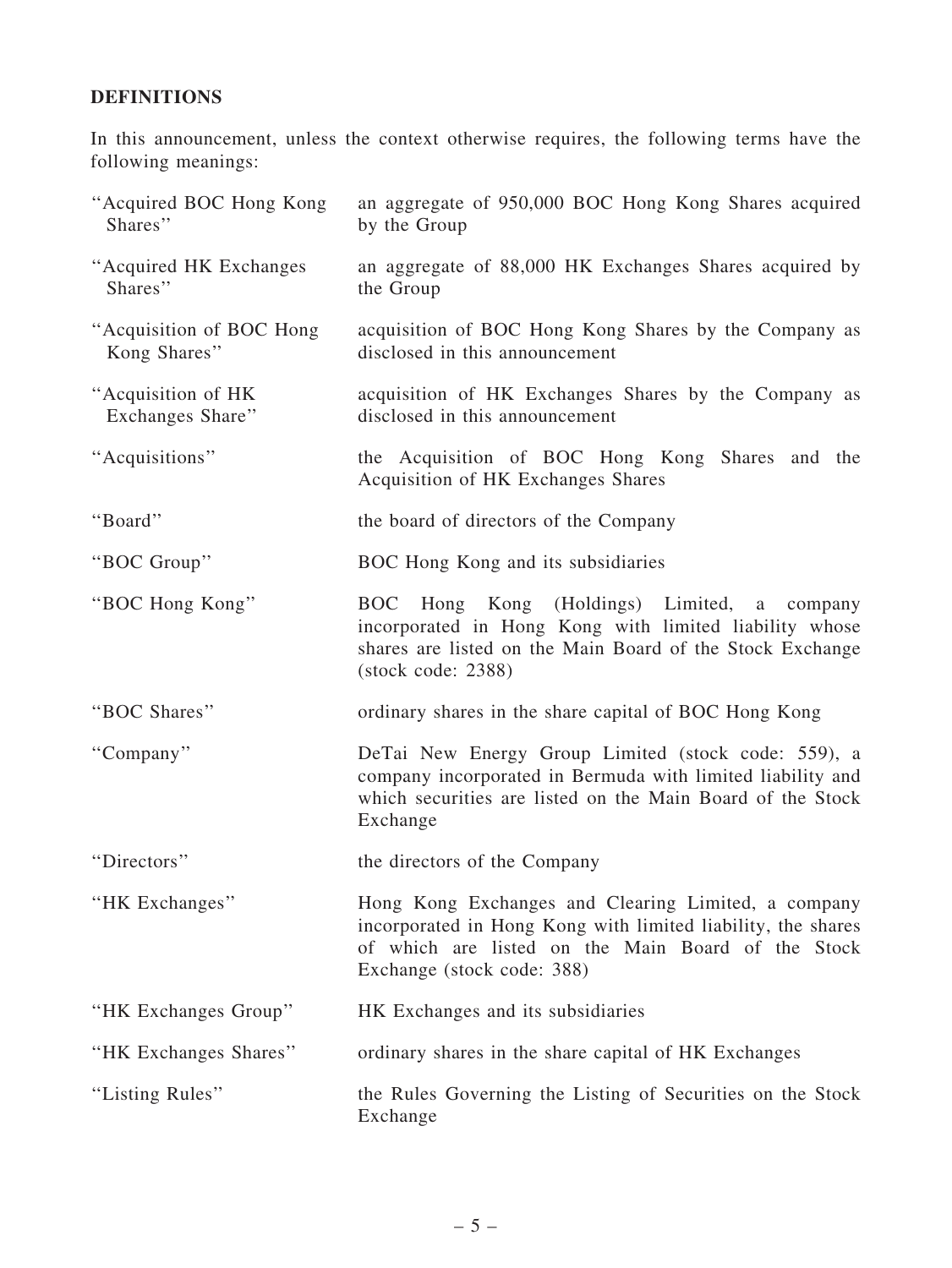**DEFINITIONS**

In this announcement, unless the context otherwise requires, the following terms have the following meanings:

| | |
|---|---|
| "Acquired BOC Hong Kong Shares" | an aggregate of 950,000 BOC Hong Kong Shares acquired by the Group |
| "Acquired HK Exchanges Shares" | an aggregate of 88,000 HK Exchanges Shares acquired by the Group |
| "Acquisition of BOC Hong Kong Shares" | acquisition of BOC Hong Kong Shares by the Company as disclosed in this announcement |
| "Acquisition of HK Exchanges Share" | acquisition of HK Exchanges Shares by the Company as disclosed in this announcement |
| "Acquisitions" | the Acquisition of BOC Hong Kong Shares and the Acquisition of HK Exchanges Shares |
| "Board" | the board of directors of the Company |
| "BOC Group" | BOC Hong Kong and its subsidiaries |
| "BOC Hong Kong" | BOC Hong Kong (Holdings) Limited, a company incorporated in Hong Kong with limited liability whose shares are listed on the Main Board of the Stock Exchange (stock code: 2388) |
| "BOC Shares" | ordinary shares in the share capital of BOC Hong Kong |
| "Company" | DeTai New Energy Group Limited (stock code: 559), a company incorporated in Bermuda with limited liability and which securities are listed on the Main Board of the Stock Exchange |
| "Directors" | the directors of the Company |
| "HK Exchanges" | Hong Kong Exchanges and Clearing Limited, a company incorporated in Hong Kong with limited liability, the shares of which are listed on the Main Board of the Stock Exchange (stock code: 388) |
| "HK Exchanges Group" | HK Exchanges and its subsidiaries |
| "HK Exchanges Shares" | ordinary shares in the share capital of HK Exchanges |
| "Listing Rules" | the Rules Governing the Listing of Securities on the Stock Exchange |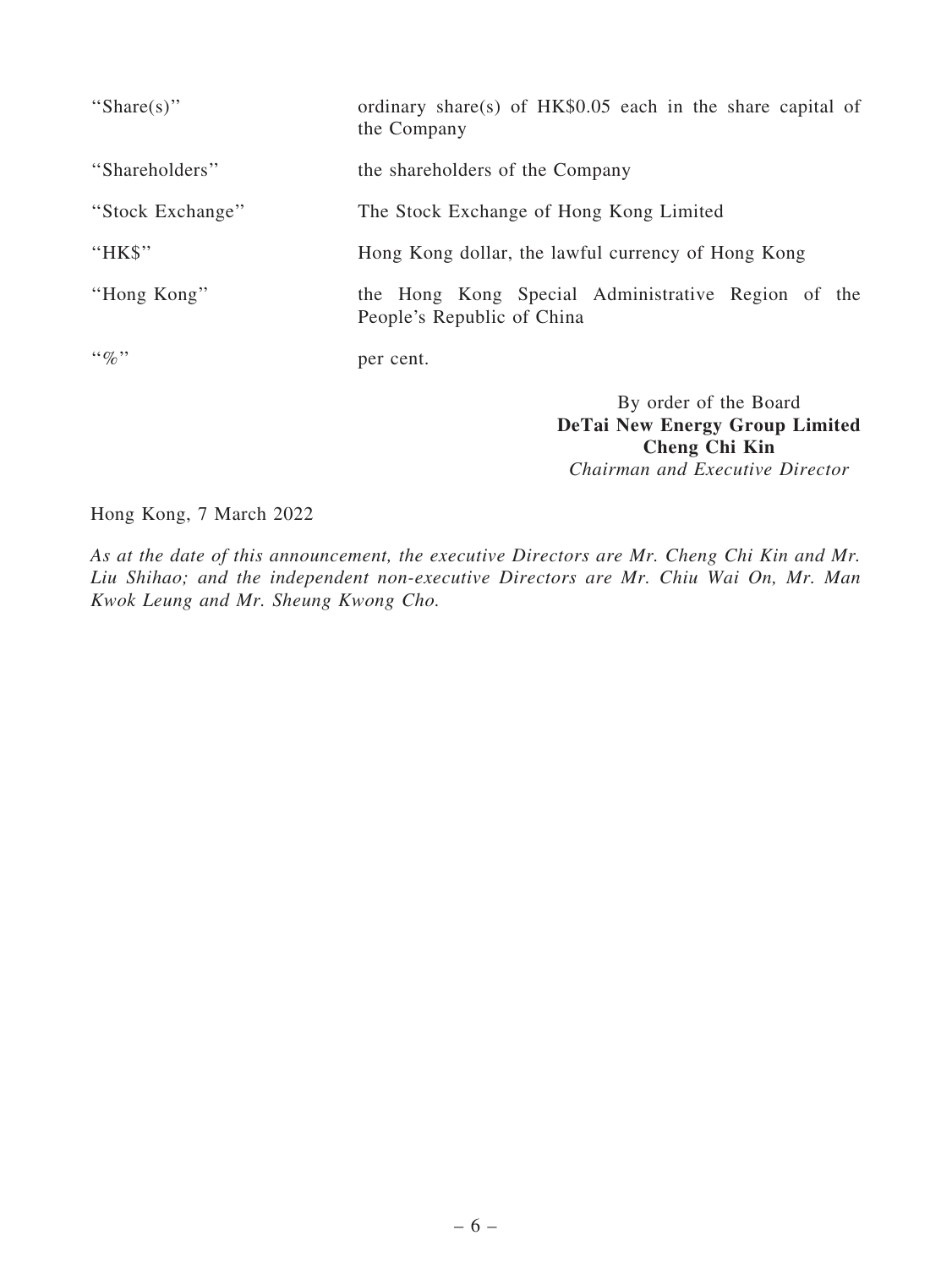| | |
|---|---|
| "Share(s)" | ordinary share(s) of HK$0.05 each in the share capital of the Company |
| "Shareholders" | the shareholders of the Company |
| "Stock Exchange" | The Stock Exchange of Hong Kong Limited |
| "HK$" | Hong Kong dollar, the lawful currency of Hong Kong |
| "Hong Kong" | the Hong Kong Special Administrative Region of the People's Republic of China |
| "%" | per cent. |

By order of the Board
**DeTai New Energy Group Limited**
**Cheng Chi Kin**
*Chairman and Executive Director*

Hong Kong, 7 March 2022

*As at the date of this announcement, the executive Directors are Mr. Cheng Chi Kin and Mr. Liu Shihao; and the independent non-executive Directors are Mr. Chiu Wai On, Mr. Man Kwok Leung and Mr. Sheung Kwong Cho.*